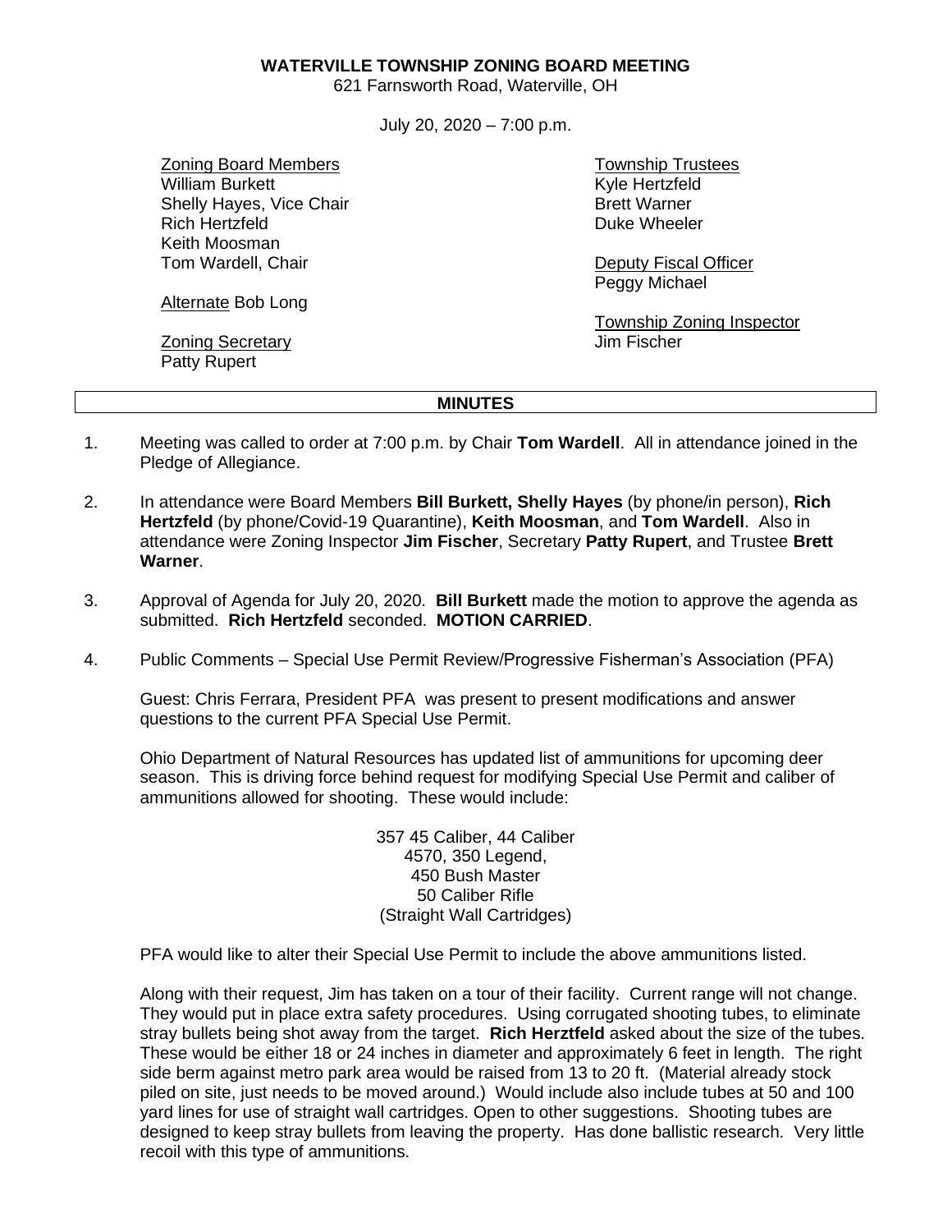# WATERVILLE TOWNSHIP ZONING BOARD MEETING

621 Farnsworth Road, Waterville, OH

July 20, 2020 – 7:00 p.m.

Zoning Board Members
William Burkett
Shelly Hayes, Vice Chair
Rich Hertzfeld
Keith Moosman
Tom Wardell, Chair

Alternate Bob Long

Zoning Secretary
Patty Rupert

Township Trustees
Kyle Hertzfeld
Brett Warner
Duke Wheeler

Deputy Fiscal Officer
Peggy Michael

Township Zoning Inspector
Jim Fischer

## MINUTES

1. Meeting was called to order at 7:00 p.m. by Chair **Tom Wardell**. All in attendance joined in the Pledge of Allegiance.

2. In attendance were Board Members **Bill Burkett, Shelly Hayes** (by phone/in person), **Rich Hertzfeld** (by phone/Covid-19 Quarantine), **Keith Moosman**, and **Tom Wardell**. Also in attendance were Zoning Inspector **Jim Fischer**, Secretary **Patty Rupert**, and Trustee **Brett Warner**.

3. Approval of Agenda for July 20, 2020. **Bill Burkett** made the motion to approve the agenda as submitted. **Rich Hertzfeld** seconded. **MOTION CARRIED**.

4. Public Comments – Special Use Permit Review/Progressive Fisherman's Association (PFA)

   Guest: Chris Ferrara, President PFA was present to present modifications and answer questions to the current PFA Special Use Permit.

   Ohio Department of Natural Resources has updated list of ammunitions for upcoming deer season. This is driving force behind request for modifying Special Use Permit and caliber of ammunitions allowed for shooting. These would include:

   357 45 Caliber, 44 Caliber
   4570, 350 Legend,
   450 Bush Master
   50 Caliber Rifle
   (Straight Wall Cartridges)

   PFA would like to alter their Special Use Permit to include the above ammunitions listed.

   Along with their request, Jim has taken on a tour of their facility. Current range will not change. They would put in place extra safety procedures. Using corrugated shooting tubes, to eliminate stray bullets being shot away from the target. **Rich Herztfeld** asked about the size of the tubes. These would be either 18 or 24 inches in diameter and approximately 6 feet in length. The right side berm against metro park area would be raised from 13 to 20 ft. (Material already stock piled on site, just needs to be moved around.) Would include also include tubes at 50 and 100 yard lines for use of straight wall cartridges. Open to other suggestions. Shooting tubes are designed to keep stray bullets from leaving the property. Has done ballistic research. Very little recoil with this type of ammunitions.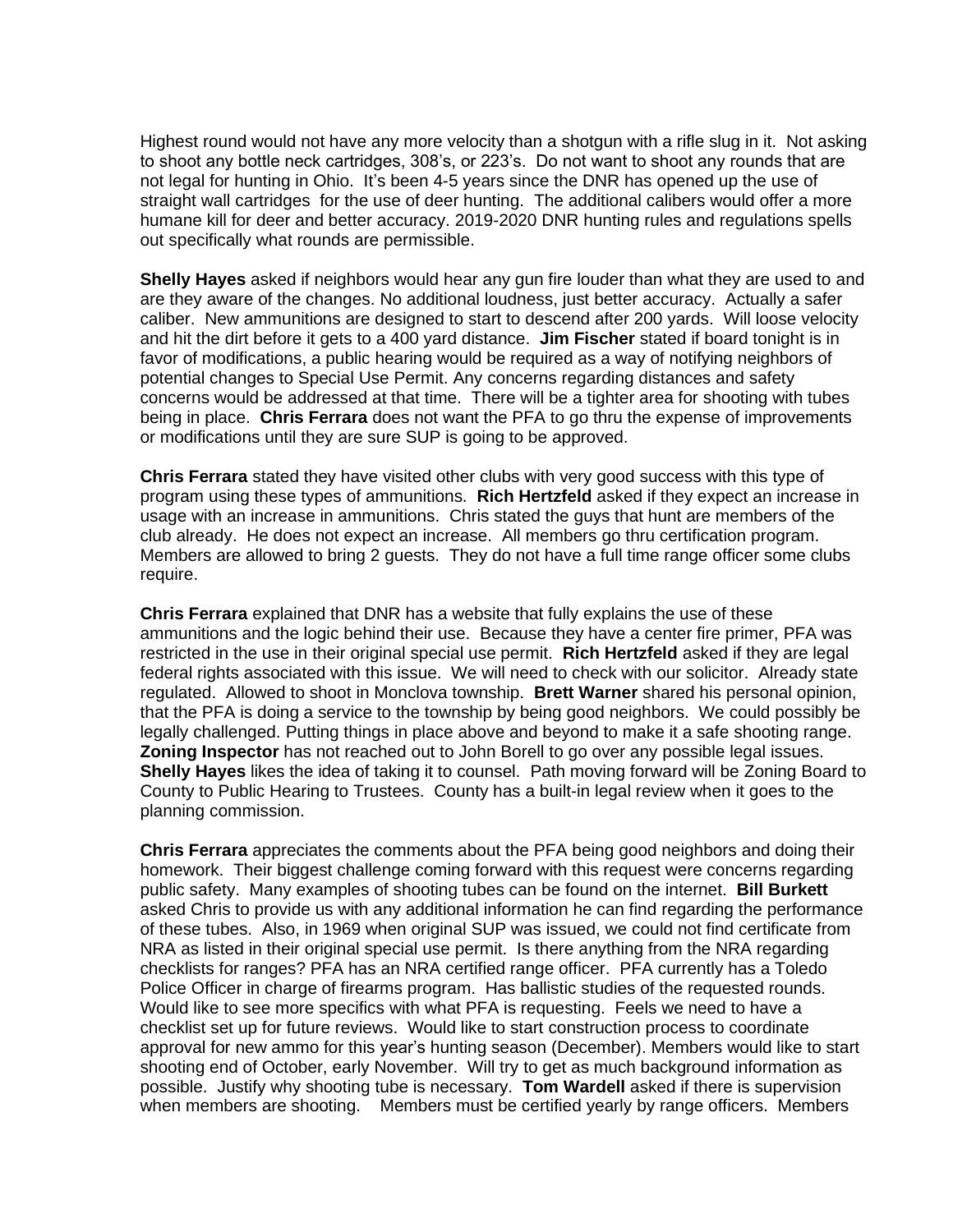Highest round would not have any more velocity than a shotgun with a rifle slug in it. Not asking to shoot any bottle neck cartridges, 308's, or 223's. Do not want to shoot any rounds that are not legal for hunting in Ohio. It's been 4-5 years since the DNR has opened up the use of straight wall cartridges for the use of deer hunting. The additional calibers would offer a more humane kill for deer and better accuracy. 2019-2020 DNR hunting rules and regulations spells out specifically what rounds are permissible.

**Shelly Hayes** asked if neighbors would hear any gun fire louder than what they are used to and are they aware of the changes. No additional loudness, just better accuracy. Actually a safer caliber. New ammunitions are designed to start to descend after 200 yards. Will loose velocity and hit the dirt before it gets to a 400 yard distance. **Jim Fischer** stated if board tonight is in favor of modifications, a public hearing would be required as a way of notifying neighbors of potential changes to Special Use Permit. Any concerns regarding distances and safety concerns would be addressed at that time. There will be a tighter area for shooting with tubes being in place. **Chris Ferrara** does not want the PFA to go thru the expense of improvements or modifications until they are sure SUP is going to be approved.

**Chris Ferrara** stated they have visited other clubs with very good success with this type of program using these types of ammunitions. **Rich Hertzfeld** asked if they expect an increase in usage with an increase in ammunitions. Chris stated the guys that hunt are members of the club already. He does not expect an increase. All members go thru certification program. Members are allowed to bring 2 guests. They do not have a full time range officer some clubs require.

**Chris Ferrara** explained that DNR has a website that fully explains the use of these ammunitions and the logic behind their use. Because they have a center fire primer, PFA was restricted in the use in their original special use permit. **Rich Hertzfeld** asked if they are legal federal rights associated with this issue. We will need to check with our solicitor. Already state regulated. Allowed to shoot in Monclova township. **Brett Warner** shared his personal opinion, that the PFA is doing a service to the township by being good neighbors. We could possibly be legally challenged. Putting things in place above and beyond to make it a safe shooting range. **Zoning Inspector** has not reached out to John Borell to go over any possible legal issues. **Shelly Hayes** likes the idea of taking it to counsel. Path moving forward will be Zoning Board to County to Public Hearing to Trustees. County has a built-in legal review when it goes to the planning commission.

**Chris Ferrara** appreciates the comments about the PFA being good neighbors and doing their homework. Their biggest challenge coming forward with this request were concerns regarding public safety. Many examples of shooting tubes can be found on the internet. **Bill Burkett** asked Chris to provide us with any additional information he can find regarding the performance of these tubes. Also, in 1969 when original SUP was issued, we could not find certificate from NRA as listed in their original special use permit. Is there anything from the NRA regarding checklists for ranges? PFA has an NRA certified range officer. PFA currently has a Toledo Police Officer in charge of firearms program. Has ballistic studies of the requested rounds. Would like to see more specifics with what PFA is requesting. Feels we need to have a checklist set up for future reviews. Would like to start construction process to coordinate approval for new ammo for this year's hunting season (December). Members would like to start shooting end of October, early November. Will try to get as much background information as possible. Justify why shooting tube is necessary. **Tom Wardell** asked if there is supervision when members are shooting. Members must be certified yearly by range officers. Members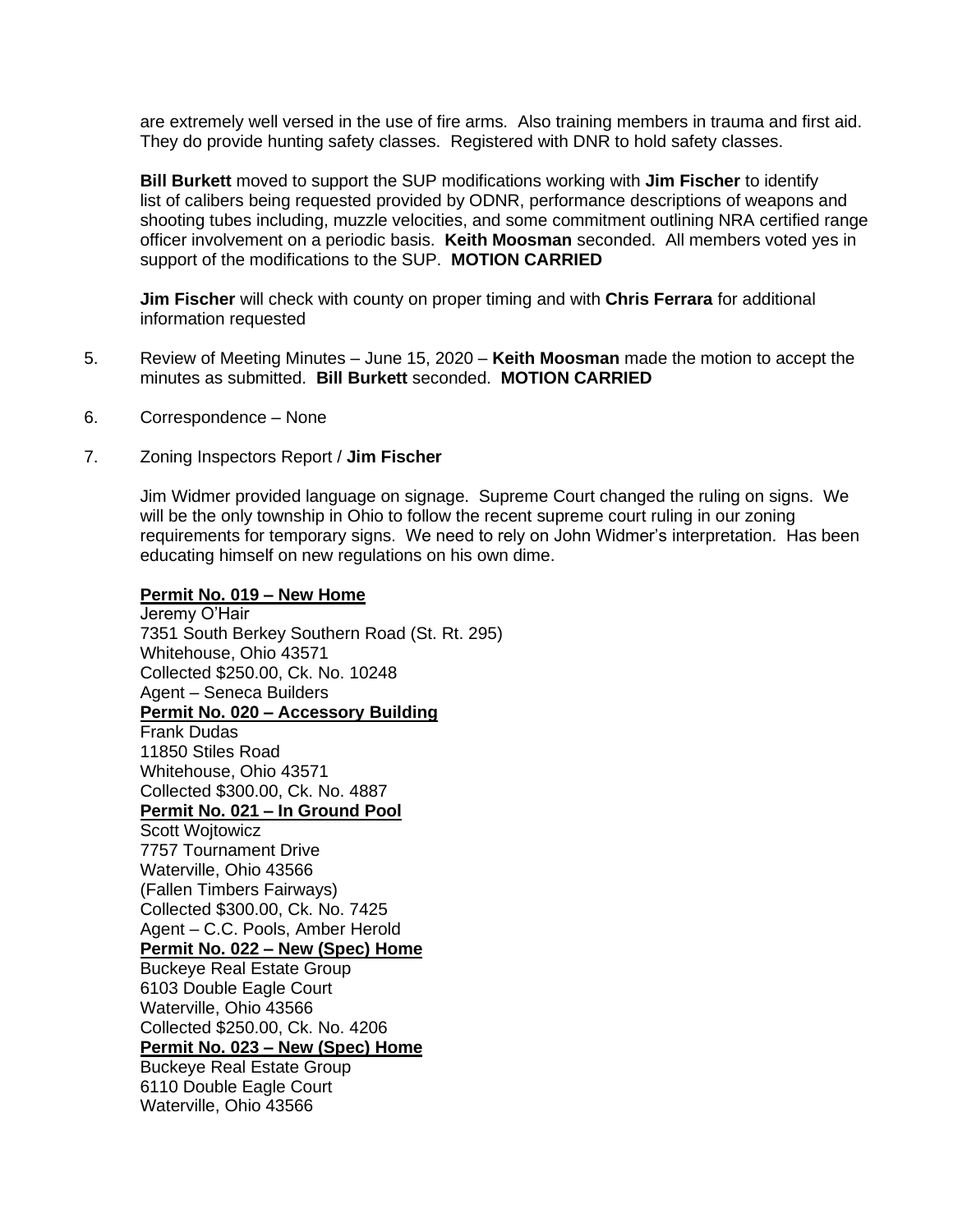are extremely well versed in the use of fire arms. Also training members in trauma and first aid. They do provide hunting safety classes. Registered with DNR to hold safety classes.

**Bill Burkett** moved to support the SUP modifications working with **Jim Fischer** to identify list of calibers being requested provided by ODNR, performance descriptions of weapons and shooting tubes including, muzzle velocities, and some commitment outlining NRA certified range officer involvement on a periodic basis. **Keith Moosman** seconded. All members voted yes in support of the modifications to the SUP. **MOTION CARRIED**

**Jim Fischer** will check with county on proper timing and with **Chris Ferrara** for additional information requested

5. Review of Meeting Minutes – June 15, 2020 – **Keith Moosman** made the motion to accept the minutes as submitted. **Bill Burkett** seconded. **MOTION CARRIED**

6. Correspondence – None

7. Zoning Inspectors Report / **Jim Fischer**

Jim Widmer provided language on signage. Supreme Court changed the ruling on signs. We will be the only township in Ohio to follow the recent supreme court ruling in our zoning requirements for temporary signs. We need to rely on John Widmer's interpretation. Has been educating himself on new regulations on his own dime.

**Permit No. 019 – New Home**
Jeremy O'Hair
7351 South Berkey Southern Road (St. Rt. 295)
Whitehouse, Ohio 43571
Collected $250.00, Ck. No. 10248
Agent – Seneca Builders

**Permit No. 020 – Accessory Building**
Frank Dudas
11850 Stiles Road
Whitehouse, Ohio 43571
Collected $300.00, Ck. No. 4887

**Permit No. 021 – In Ground Pool**
Scott Wojtowicz
7757 Tournament Drive
Waterville, Ohio 43566
(Fallen Timbers Fairways)
Collected $300.00, Ck. No. 7425
Agent – C.C. Pools, Amber Herold

**Permit No. 022 – New (Spec) Home**
Buckeye Real Estate Group
6103 Double Eagle Court
Waterville, Ohio 43566
Collected $250.00, Ck. No. 4206

**Permit No. 023 – New (Spec) Home**
Buckeye Real Estate Group
6110 Double Eagle Court
Waterville, Ohio 43566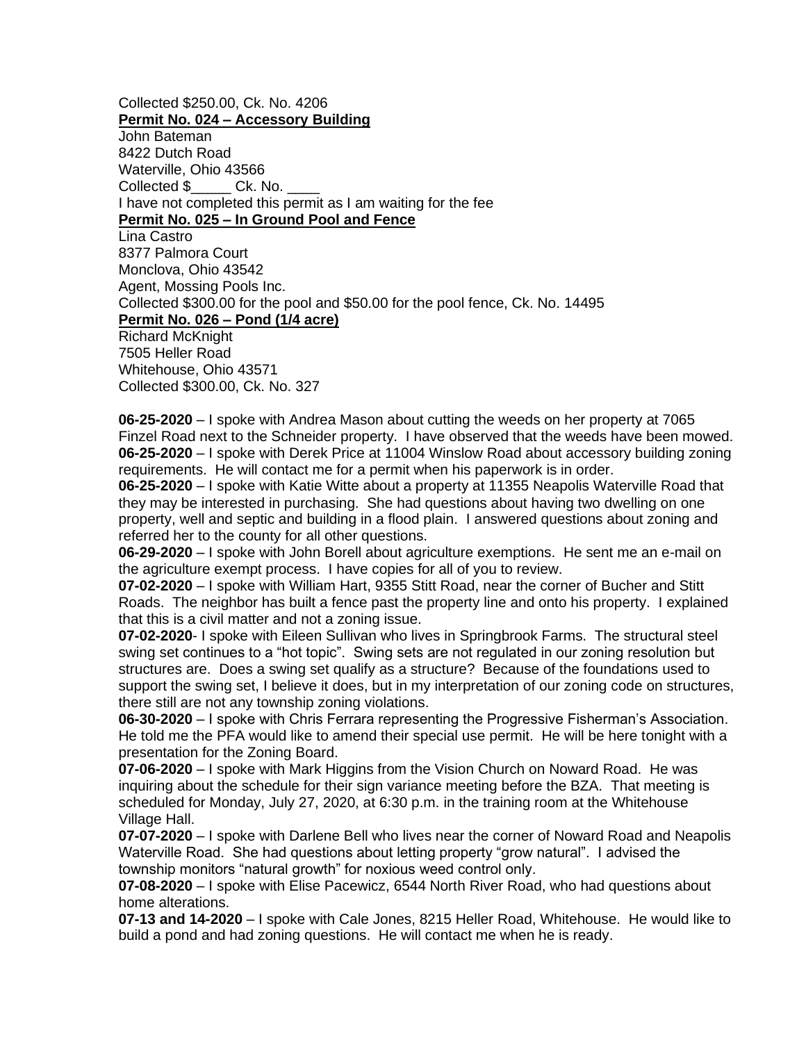Collected $250.00, Ck. No. 4206

**Permit No. 024 – Accessory Building**

John Bateman
8422 Dutch Road
Waterville, Ohio 43566
Collected $_____ Ck. No. ____
I have not completed this permit as I am waiting for the fee

**Permit No. 025 – In Ground Pool and Fence**

Lina Castro
8377 Palmora Court
Monclova, Ohio 43542
Agent, Mossing Pools Inc.
Collected $300.00 for the pool and $50.00 for the pool fence, Ck. No. 14495

**Permit No. 026 – Pond (1/4 acre)**

Richard McKnight
7505 Heller Road
Whitehouse, Ohio 43571
Collected $300.00, Ck. No. 327

**06-25-2020** – I spoke with Andrea Mason about cutting the weeds on her property at 7065 Finzel Road next to the Schneider property. I have observed that the weeds have been mowed.
**06-25-2020** – I spoke with Derek Price at 11004 Winslow Road about accessory building zoning requirements. He will contact me for a permit when his paperwork is in order.
**06-25-2020** – I spoke with Katie Witte about a property at 11355 Neapolis Waterville Road that they may be interested in purchasing. She had questions about having two dwelling on one property, well and septic and building in a flood plain. I answered questions about zoning and referred her to the county for all other questions.
**06-29-2020** – I spoke with John Borell about agriculture exemptions. He sent me an e-mail on the agriculture exempt process. I have copies for all of you to review.
**07-02-2020** – I spoke with William Hart, 9355 Stitt Road, near the corner of Bucher and Stitt Roads. The neighbor has built a fence past the property line and onto his property. I explained that this is a civil matter and not a zoning issue.
**07-02-2020**- I spoke with Eileen Sullivan who lives in Springbrook Farms. The structural steel swing set continues to a "hot topic". Swing sets are not regulated in our zoning resolution but structures are. Does a swing set qualify as a structure? Because of the foundations used to support the swing set, I believe it does, but in my interpretation of our zoning code on structures, there still are not any township zoning violations.
**06-30-2020** – I spoke with Chris Ferrara representing the Progressive Fisherman's Association. He told me the PFA would like to amend their special use permit. He will be here tonight with a presentation for the Zoning Board.
**07-06-2020** – I spoke with Mark Higgins from the Vision Church on Noward Road. He was inquiring about the schedule for their sign variance meeting before the BZA. That meeting is scheduled for Monday, July 27, 2020, at 6:30 p.m. in the training room at the Whitehouse Village Hall.
**07-07-2020** – I spoke with Darlene Bell who lives near the corner of Noward Road and Neapolis Waterville Road. She had questions about letting property "grow natural". I advised the township monitors "natural growth" for noxious weed control only.
**07-08-2020** – I spoke with Elise Pacewicz, 6544 North River Road, who had questions about home alterations.
**07-13 and 14-2020** – I spoke with Cale Jones, 8215 Heller Road, Whitehouse. He would like to build a pond and had zoning questions. He will contact me when he is ready.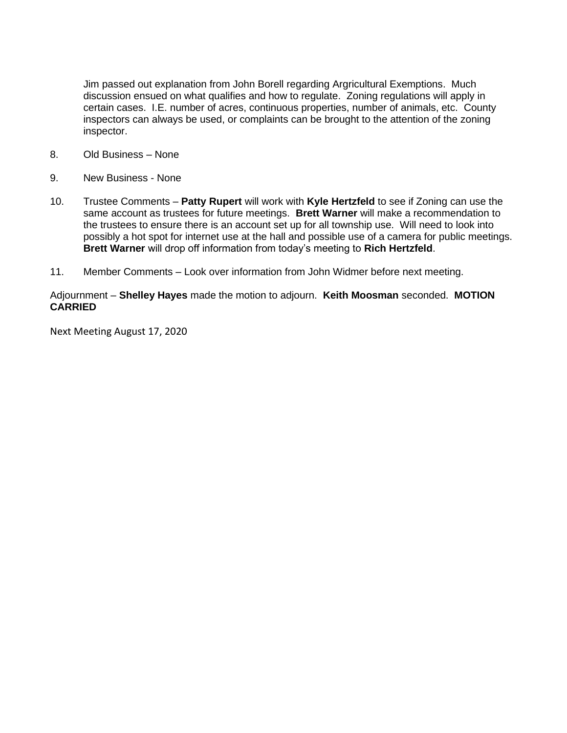Jim passed out explanation from John Borell regarding Argricultural Exemptions. Much discussion ensued on what qualifies and how to regulate. Zoning regulations will apply in certain cases. I.E. number of acres, continuous properties, number of animals, etc. County inspectors can always be used, or complaints can be brought to the attention of the zoning inspector.

8. Old Business – None

9. New Business - None

10. Trustee Comments – **Patty Rupert** will work with **Kyle Hertzfeld** to see if Zoning can use the same account as trustees for future meetings. **Brett Warner** will make a recommendation to the trustees to ensure there is an account set up for all township use. Will need to look into possibly a hot spot for internet use at the hall and possible use of a camera for public meetings. **Brett Warner** will drop off information from today's meeting to **Rich Hertzfeld**.

11. Member Comments – Look over information from John Widmer before next meeting.

Adjournment – **Shelley Hayes** made the motion to adjourn. **Keith Moosman** seconded. **MOTION CARRIED**

Next Meeting August 17, 2020